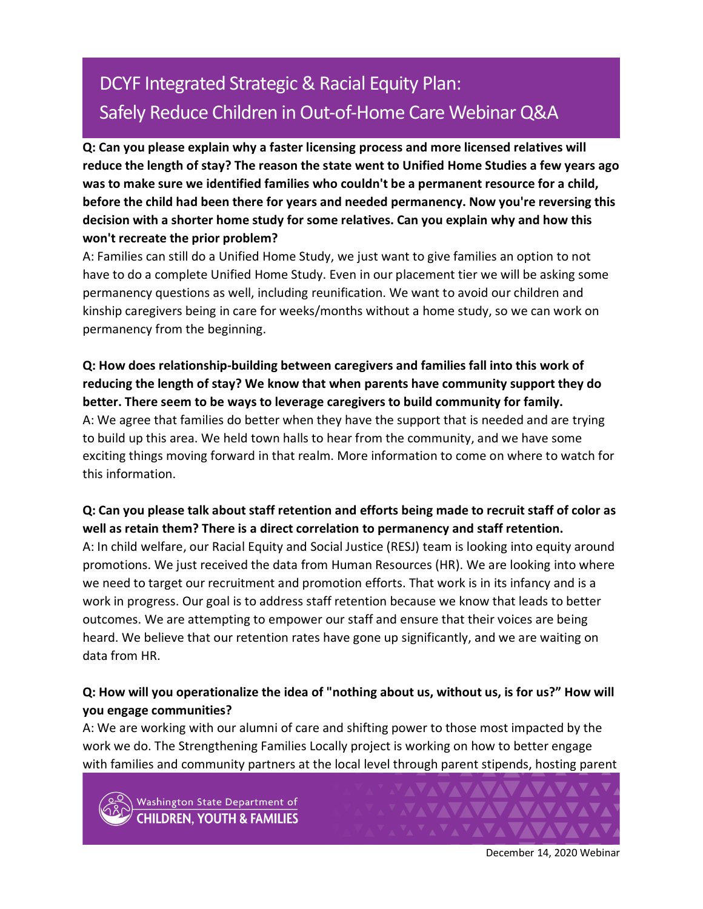# DCYF Integrated Strategic & Racial Equity Plan: Safely Reduce Children in Out-of-Home Care Webinar Q&A

**Q: Can you please explain why a faster licensing process and more licensed relatives will reduce the length of stay? The reason the state went to Unified Home Studies a few years ago was to make sure we identified families who couldn't be a permanent resource for a child, before the child had been there for years and needed permanency. Now you're reversing this decision with a shorter home study for some relatives. Can you explain why and how this won't recreate the prior problem?**

A: Families can still do a Unified Home Study, we just want to give families an option to not have to do a complete Unified Home Study. Even in our placement tier we will be asking some permanency questions as well, including reunification. We want to avoid our children and kinship caregivers being in care for weeks/months without a home study, so we can work on permanency from the beginning.

**Q: How does relationship-building between caregivers and families fall into this work of reducing the length of stay? We know that when parents have community support they do better. There seem to be ways to leverage caregivers to build community for family.**

A: We agree that families do better when they have the support that is needed and are trying to build up this area. We held town halls to hear from the community, and we have some exciting things moving forward in that realm. More information to come on where to watch for this information.

**Q: Can you please talk about staff retention and efforts being made to recruit staff of color as well as retain them? There is a direct correlation to permanency and staff retention.**

A: In child welfare, our Racial Equity and Social Justice (RESJ) team is looking into equity around promotions. We just received the data from Human Resources (HR). We are looking into where we need to target our recruitment and promotion efforts. That work is in its infancy and is a work in progress. Our goal is to address staff retention because we know that leads to better outcomes. We are attempting to empower our staff and ensure that their voices are being heard. We believe that our retention rates have gone up significantly, and we are waiting on data from HR.

**Q: How will you operationalize the idea of "nothing about us, without us, is for us?" How will you engage communities?**

A: We are working with our alumni of care and shifting power to those most impacted by the work we do. The Strengthening Families Locally project is working on how to better engage with families and community partners at the local level through parent stipends, hosting parent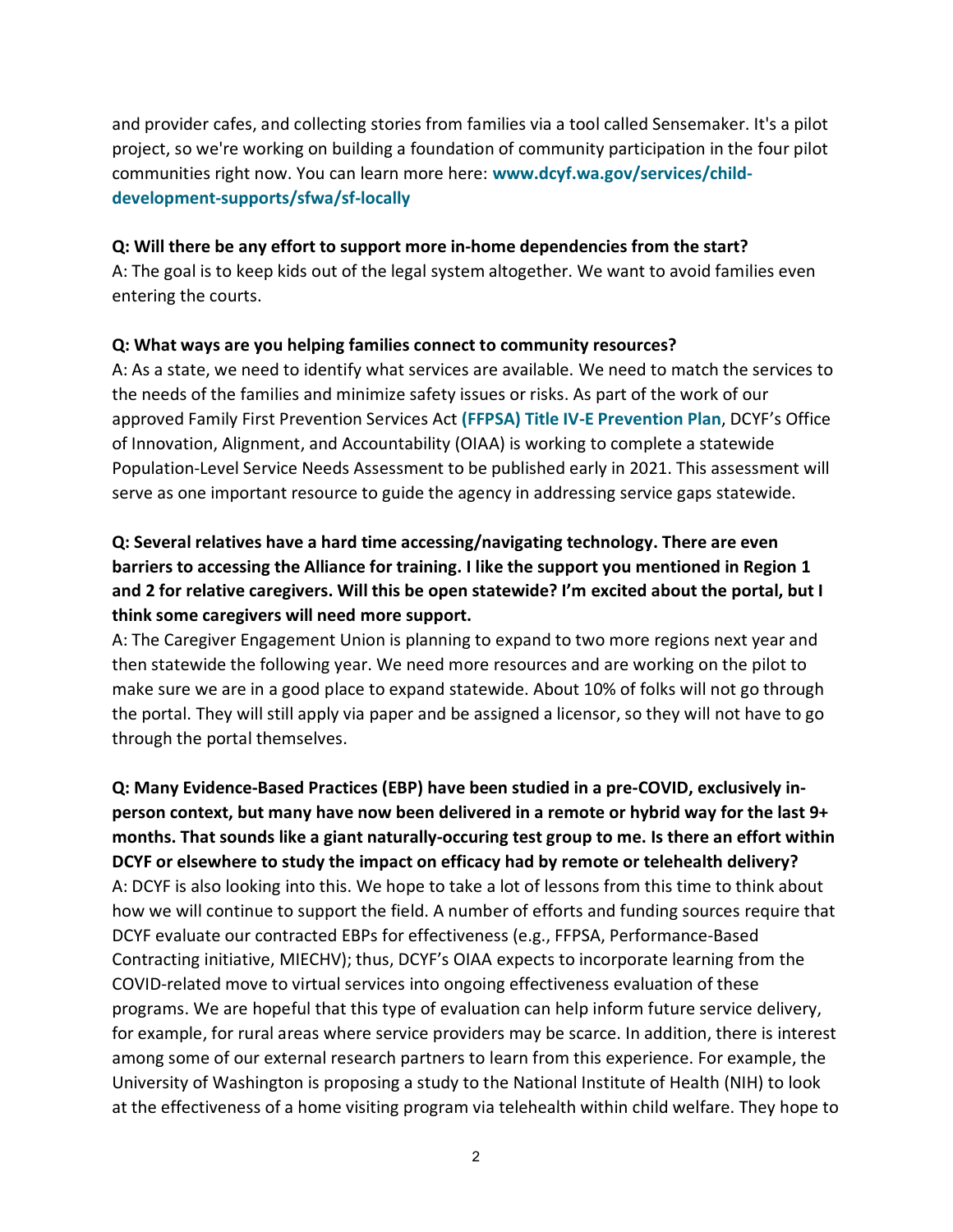and provider cafes, and collecting stories from families via a tool called Sensemaker. It's a pilot project, so we're working on building a foundation of community participation in the four pilot communities right now. You can learn more here: **www.dcyf.wa.gov/services/child-development-supports/sfwa/sf-locally**

**Q: Will there be any effort to support more in-home dependencies from the start?**
A: The goal is to keep kids out of the legal system altogether. We want to avoid families even entering the courts.

**Q: What ways are you helping families connect to community resources?**
A: As a state, we need to identify what services are available. We need to match the services to the needs of the families and minimize safety issues or risks. As part of the work of our approved Family First Prevention Services Act **(FFPSA) Title IV-E Prevention Plan**, DCYF's Office of Innovation, Alignment, and Accountability (OIAA) is working to complete a statewide Population-Level Service Needs Assessment to be published early in 2021. This assessment will serve as one important resource to guide the agency in addressing service gaps statewide.

**Q: Several relatives have a hard time accessing/navigating technology. There are even barriers to accessing the Alliance for training. I like the support you mentioned in Region 1 and 2 for relative caregivers. Will this be open statewide? I'm excited about the portal, but I think some caregivers will need more support.**
A: The Caregiver Engagement Union is planning to expand to two more regions next year and then statewide the following year. We need more resources and are working on the pilot to make sure we are in a good place to expand statewide. About 10% of folks will not go through the portal. They will still apply via paper and be assigned a licensor, so they will not have to go through the portal themselves.

**Q: Many Evidence-Based Practices (EBP) have been studied in a pre-COVID, exclusively in-person context, but many have now been delivered in a remote or hybrid way for the last 9+ months. That sounds like a giant naturally-occuring test group to me. Is there an effort within DCYF or elsewhere to study the impact on efficacy had by remote or telehealth delivery?**
A: DCYF is also looking into this. We hope to take a lot of lessons from this time to think about how we will continue to support the field. A number of efforts and funding sources require that DCYF evaluate our contracted EBPs for effectiveness (e.g., FFPSA, Performance-Based Contracting initiative, MIECHV); thus, DCYF's OIAA expects to incorporate learning from the COVID-related move to virtual services into ongoing effectiveness evaluation of these programs. We are hopeful that this type of evaluation can help inform future service delivery, for example, for rural areas where service providers may be scarce. In addition, there is interest among some of our external research partners to learn from this experience. For example, the University of Washington is proposing a study to the National Institute of Health (NIH) to look at the effectiveness of a home visiting program via telehealth within child welfare. They hope to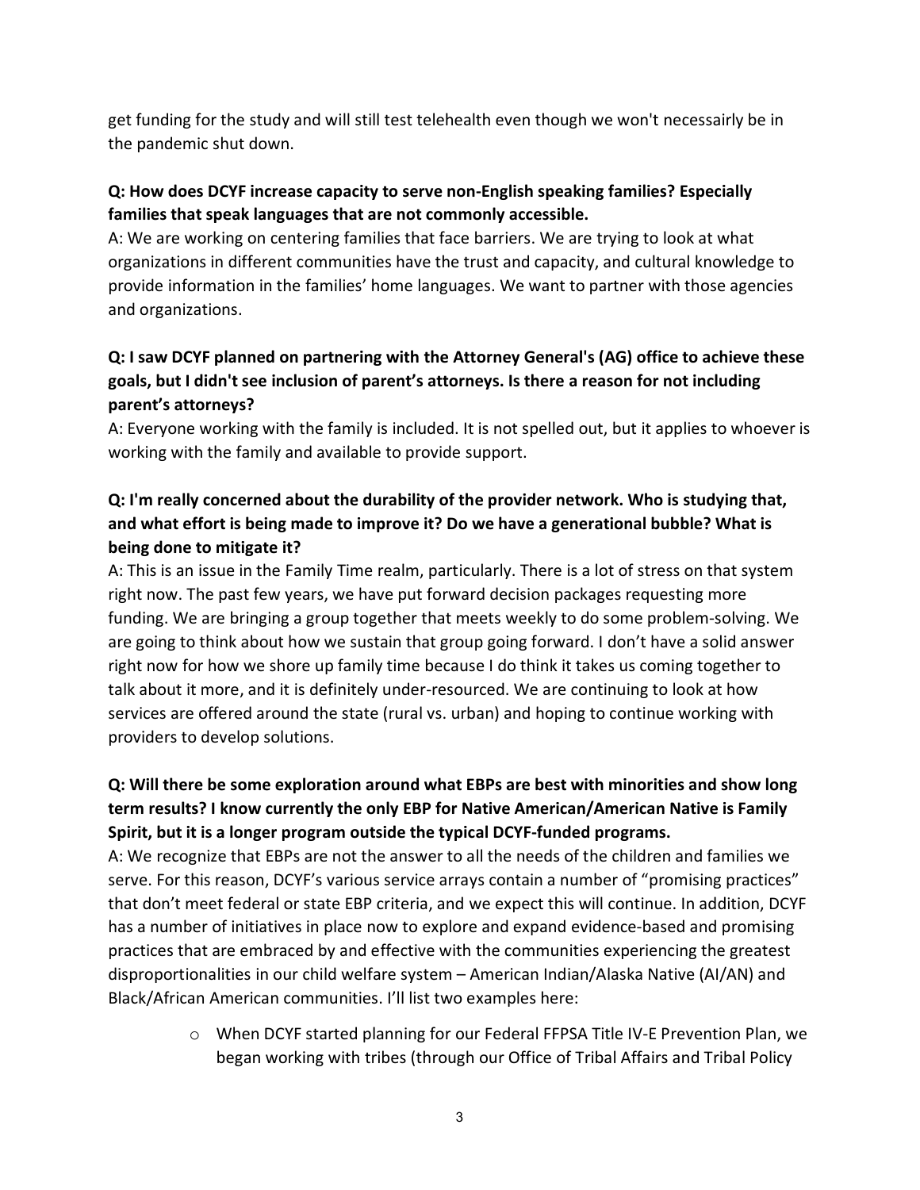get funding for the study and will still test telehealth even though we won't necessarily be in the pandemic shut down.

**Q: How does DCYF increase capacity to serve non-English speaking families? Especially families that speak languages that are not commonly accessible.**

A: We are working on centering families that face barriers. We are trying to look at what organizations in different communities have the trust and capacity, and cultural knowledge to provide information in the families' home languages. We want to partner with those agencies and organizations.

**Q: I saw DCYF planned on partnering with the Attorney General's (AG) office to achieve these goals, but I didn't see inclusion of parent's attorneys. Is there a reason for not including parent's attorneys?**

A: Everyone working with the family is included. It is not spelled out, but it applies to whoever is working with the family and available to provide support.

**Q: I'm really concerned about the durability of the provider network. Who is studying that, and what effort is being made to improve it? Do we have a generational bubble? What is being done to mitigate it?**

A: This is an issue in the Family Time realm, particularly. There is a lot of stress on that system right now. The past few years, we have put forward decision packages requesting more funding. We are bringing a group together that meets weekly to do some problem-solving. We are going to think about how we sustain that group going forward. I don't have a solid answer right now for how we shore up family time because I do think it takes us coming together to talk about it more, and it is definitely under-resourced. We are continuing to look at how services are offered around the state (rural vs. urban) and hoping to continue working with providers to develop solutions.

**Q: Will there be some exploration around what EBPs are best with minorities and show long term results? I know currently the only EBP for Native American/American Native is Family Spirit, but it is a longer program outside the typical DCYF-funded programs.**

A: We recognize that EBPs are not the answer to all the needs of the children and families we serve. For this reason, DCYF's various service arrays contain a number of "promising practices" that don't meet federal or state EBP criteria, and we expect this will continue. In addition, DCYF has a number of initiatives in place now to explore and expand evidence-based and promising practices that are embraced by and effective with the communities experiencing the greatest disproportionalities in our child welfare system – American Indian/Alaska Native (AI/AN) and Black/African American communities. I'll list two examples here:

- When DCYF started planning for our Federal FFPSA Title IV-E Prevention Plan, we began working with tribes (through our Office of Tribal Affairs and Tribal Policy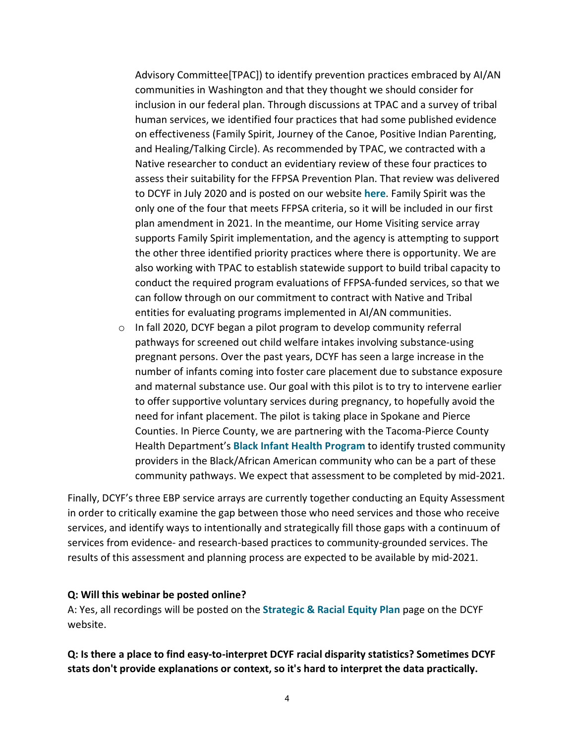Advisory Committee[TPAC]) to identify prevention practices embraced by AI/AN communities in Washington and that they thought we should consider for inclusion in our federal plan. Through discussions at TPAC and a survey of tribal human services, we identified four practices that had some published evidence on effectiveness (Family Spirit, Journey of the Canoe, Positive Indian Parenting, and Healing/Talking Circle). As recommended by TPAC, we contracted with a Native researcher to conduct an evidentiary review of these four practices to assess their suitability for the FFPSA Prevention Plan. That review was delivered to DCYF in July 2020 and is posted on our website **here**. Family Spirit was the only one of the four that meets FFPSA criteria, so it will be included in our first plan amendment in 2021. In the meantime, our Home Visiting service array supports Family Spirit implementation, and the agency is attempting to support the other three identified priority practices where there is opportunity. We are also working with TPAC to establish statewide support to build tribal capacity to conduct the required program evaluations of FFPSA-funded services, so that we can follow through on our commitment to contract with Native and Tribal entities for evaluating programs implemented in AI/AN communities.

- In fall 2020, DCYF began a pilot program to develop community referral pathways for screened out child welfare intakes involving substance-using pregnant persons. Over the past years, DCYF has seen a large increase in the number of infants coming into foster care placement due to substance exposure and maternal substance use. Our goal with this pilot is to try to intervene earlier to offer supportive voluntary services during pregnancy, to hopefully avoid the need for infant placement. The pilot is taking place in Spokane and Pierce Counties. In Pierce County, we are partnering with the Tacoma-Pierce County Health Department's **Black Infant Health Program** to identify trusted community providers in the Black/African American community who can be a part of these community pathways. We expect that assessment to be completed by mid-2021.

Finally, DCYF's three EBP service arrays are currently together conducting an Equity Assessment in order to critically examine the gap between those who need services and those who receive services, and identify ways to intentionally and strategically fill those gaps with a continuum of services from evidence- and research-based practices to community-grounded services. The results of this assessment and planning process are expected to be available by mid-2021.

**Q: Will this webinar be posted online?**

A: Yes, all recordings will be posted on the **Strategic & Racial Equity Plan** page on the DCYF website.

**Q: Is there a place to find easy-to-interpret DCYF racial disparity statistics? Sometimes DCYF stats don't provide explanations or context, so it's hard to interpret the data practically.**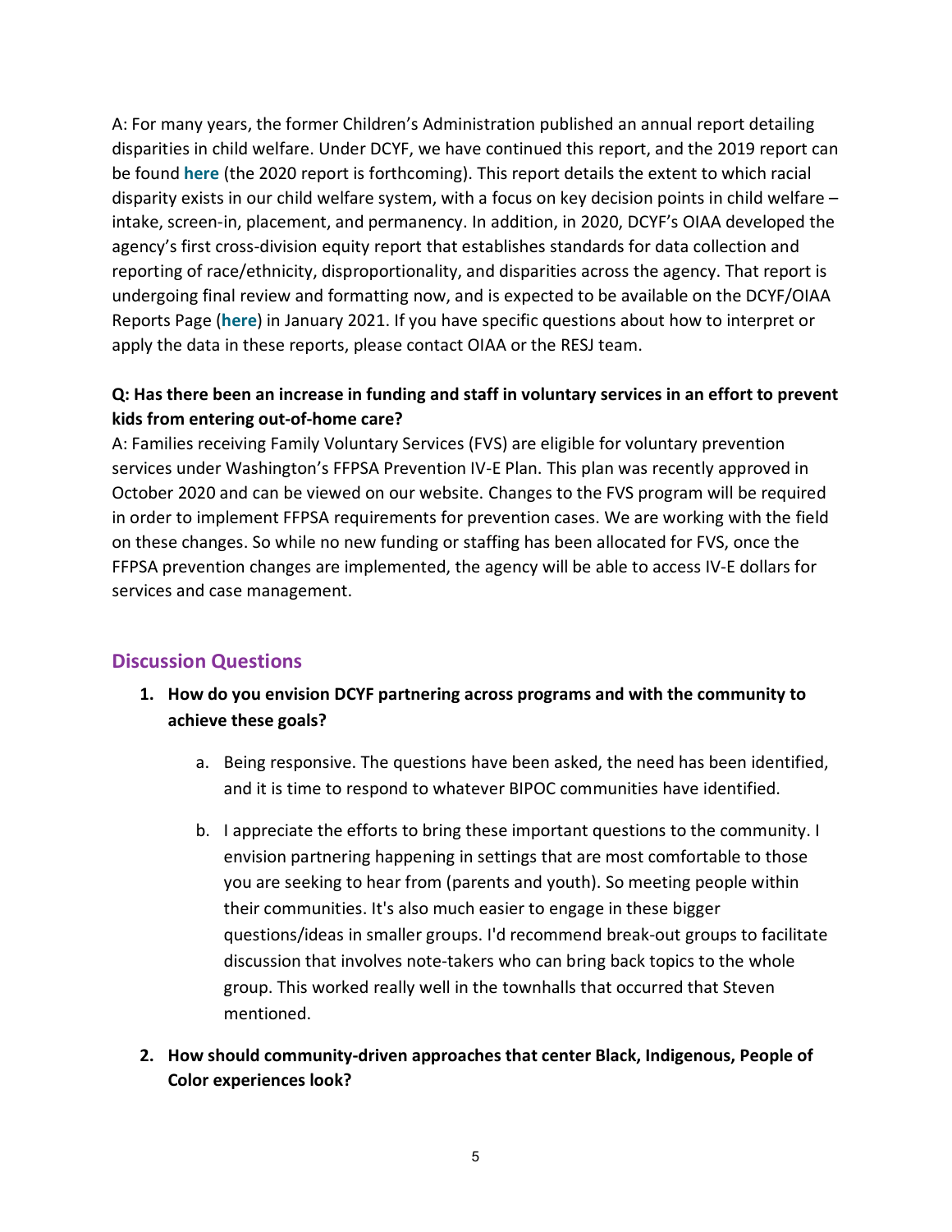A: For many years, the former Children's Administration published an annual report detailing disparities in child welfare. Under DCYF, we have continued this report, and the 2019 report can be found **here** (the 2020 report is forthcoming). This report details the extent to which racial disparity exists in our child welfare system, with a focus on key decision points in child welfare – intake, screen-in, placement, and permanency. In addition, in 2020, DCYF's OIAA developed the agency's first cross-division equity report that establishes standards for data collection and reporting of race/ethnicity, disproportionality, and disparities across the agency. That report is undergoing final review and formatting now, and is expected to be available on the DCYF/OIAA Reports Page (**here**) in January 2021. If you have specific questions about how to interpret or apply the data in these reports, please contact OIAA or the RESJ team.

**Q: Has there been an increase in funding and staff in voluntary services in an effort to prevent kids from entering out-of-home care?**
A: Families receiving Family Voluntary Services (FVS) are eligible for voluntary prevention services under Washington's FFPSA Prevention IV-E Plan. This plan was recently approved in October 2020 and can be viewed on our website. Changes to the FVS program will be required in order to implement FFPSA requirements for prevention cases. We are working with the field on these changes. So while no new funding or staffing has been allocated for FVS, once the FFPSA prevention changes are implemented, the agency will be able to access IV-E dollars for services and case management.

## Discussion Questions

1. **How do you envision DCYF partnering across programs and with the community to achieve these goals?**

    a. Being responsive. The questions have been asked, the need has been identified, and it is time to respond to whatever BIPOC communities have identified.

    b. I appreciate the efforts to bring these important questions to the community. I envision partnering happening in settings that are most comfortable to those you are seeking to hear from (parents and youth). So meeting people within their communities. It's also much easier to engage in these bigger questions/ideas in smaller groups. I'd recommend break-out groups to facilitate discussion that involves note-takers who can bring back topics to the whole group. This worked really well in the townhalls that occurred that Steven mentioned.

2. **How should community-driven approaches that center Black, Indigenous, People of Color experiences look?**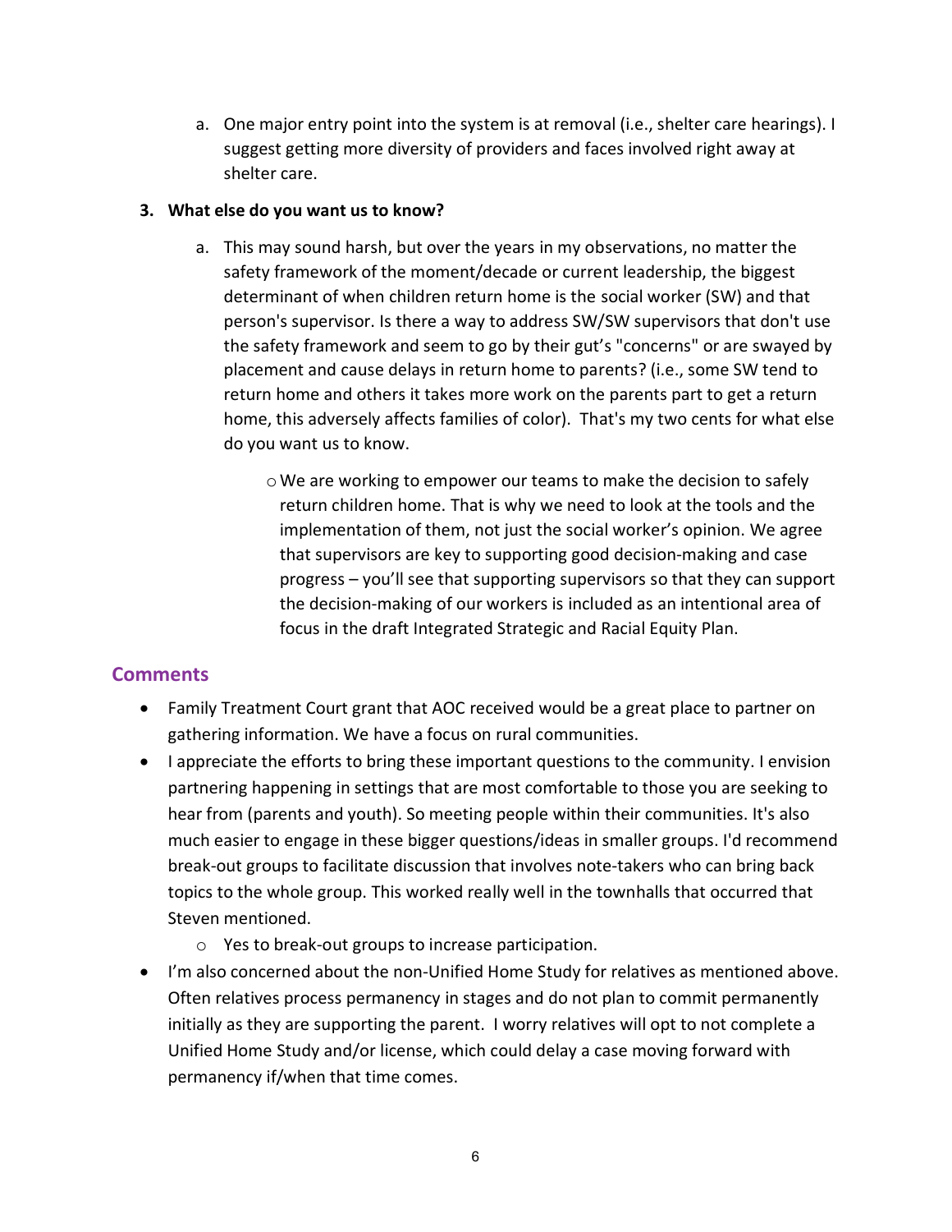a. One major entry point into the system is at removal (i.e., shelter care hearings). I suggest getting more diversity of providers and faces involved right away at shelter care.

**3. What else do you want us to know?**

a. This may sound harsh, but over the years in my observations, no matter the safety framework of the moment/decade or current leadership, the biggest determinant of when children return home is the social worker (SW) and that person's supervisor. Is there a way to address SW/SW supervisors that don't use the safety framework and seem to go by their gut's "concerns" or are swayed by placement and cause delays in return home to parents? (i.e., some SW tend to return home and others it takes more work on the parents part to get a return home, this adversely affects families of color). That's my two cents for what else do you want us to know.

   - We are working to empower our teams to make the decision to safely return children home. That is why we need to look at the tools and the implementation of them, not just the social worker's opinion. We agree that supervisors are key to supporting good decision-making and case progress – you'll see that supporting supervisors so that they can support the decision-making of our workers is included as an intentional area of focus in the draft Integrated Strategic and Racial Equity Plan.

## Comments

- Family Treatment Court grant that AOC received would be a great place to partner on gathering information. We have a focus on rural communities.
- I appreciate the efforts to bring these important questions to the community. I envision partnering happening in settings that are most comfortable to those you are seeking to hear from (parents and youth). So meeting people within their communities. It's also much easier to engage in these bigger questions/ideas in smaller groups. I'd recommend break-out groups to facilitate discussion that involves note-takers who can bring back topics to the whole group. This worked really well in the townhalls that occurred that Steven mentioned.
  - Yes to break-out groups to increase participation.
- I'm also concerned about the non-Unified Home Study for relatives as mentioned above. Often relatives process permanency in stages and do not plan to commit permanently initially as they are supporting the parent. I worry relatives will opt to not complete a Unified Home Study and/or license, which could delay a case moving forward with permanency if/when that time comes.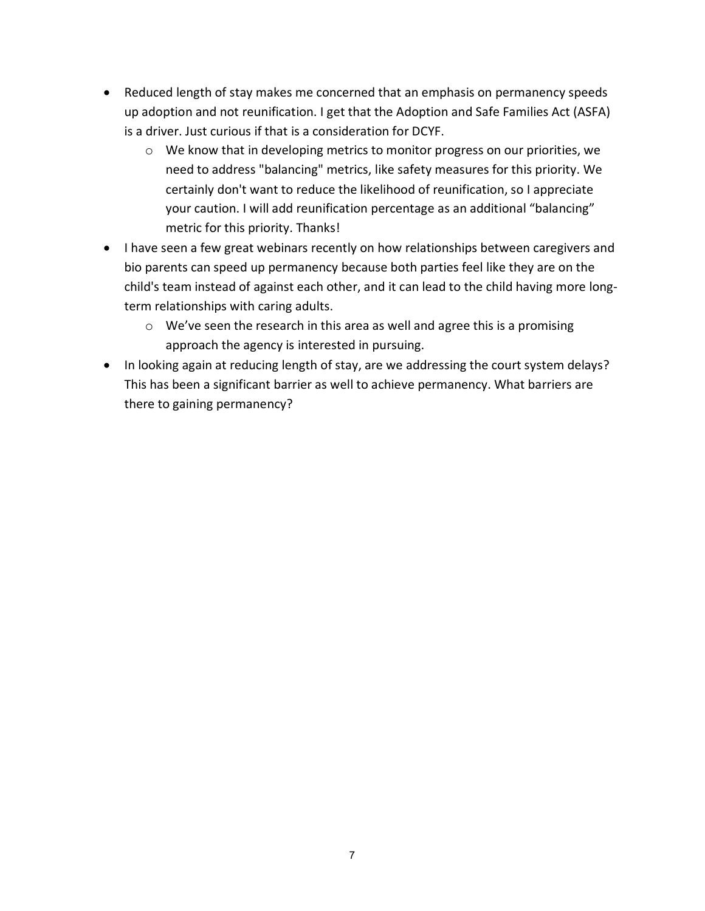- Reduced length of stay makes me concerned that an emphasis on permanency speeds up adoption and not reunification. I get that the Adoption and Safe Families Act (ASFA) is a driver. Just curious if that is a consideration for DCYF.
    - We know that in developing metrics to monitor progress on our priorities, we need to address "balancing" metrics, like safety measures for this priority. We certainly don't want to reduce the likelihood of reunification, so I appreciate your caution. I will add reunification percentage as an additional "balancing" metric for this priority. Thanks!
- I have seen a few great webinars recently on how relationships between caregivers and bio parents can speed up permanency because both parties feel like they are on the child's team instead of against each other, and it can lead to the child having more long-term relationships with caring adults.
    - We've seen the research in this area as well and agree this is a promising approach the agency is interested in pursuing.
- In looking again at reducing length of stay, are we addressing the court system delays? This has been a significant barrier as well to achieve permanency. What barriers are there to gaining permanency?